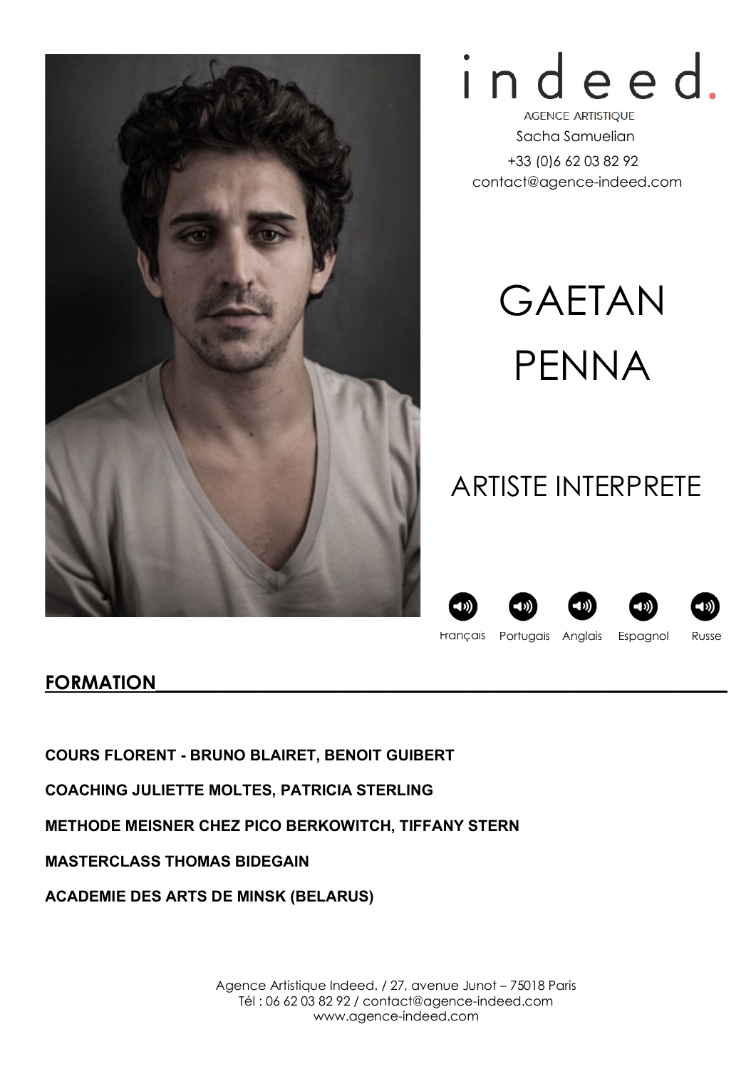indeed.

AGENCE ARTISTIQUE

Sacha Samuelian

+33 (0)6 62 03 82 92

contact@agence-indeed.com

# GAETAN PENNA

## ARTISTE INTERPRETE

Français Portugais Anglais Espagnol Russe

## FORMATION

**COURS FLORENT - BRUNO BLAIRET, BENOIT GUIBERT**

**COACHING JULIETTE MOLTES, PATRICIA STERLING**

**METHODE MEISNER CHEZ PICO BERKOWITCH, TIFFANY STERN**

**MASTERCLASS THOMAS BIDEGAIN**

**ACADEMIE DES ARTS DE MINSK (BELARUS)**

Agence Artistique Indeed. / 27, avenue Junot – 75018 Paris
Tél : 06 62 03 82 92 / contact@agence-indeed.com
www.agence-indeed.com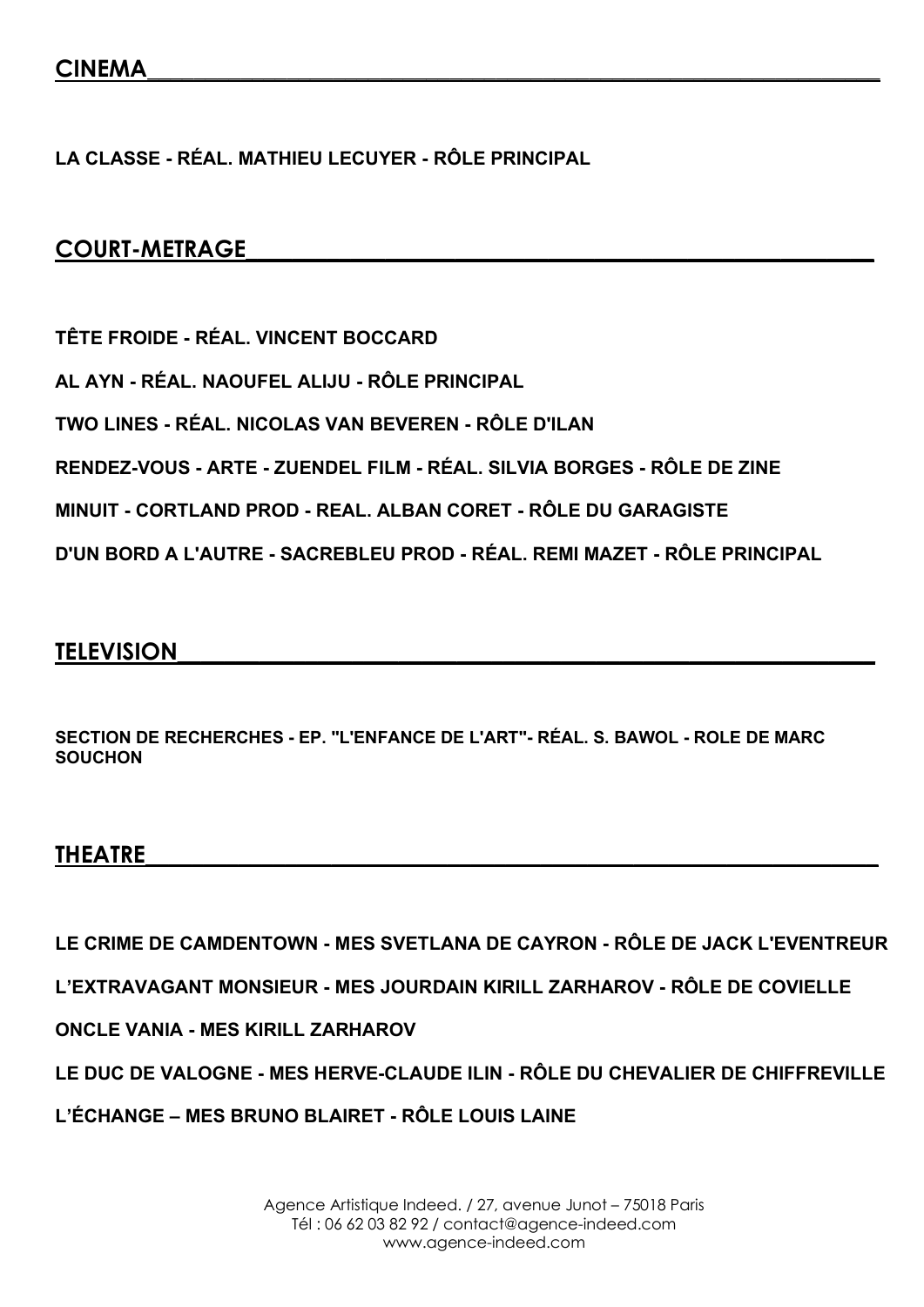## CINEMA

**LA CLASSE - RÉAL. MATHIEU LECUYER - RÔLE PRINCIPAL**

## COURT-METRAGE

**TÊTE FROIDE - RÉAL. VINCENT BOCCARD**

**AL AYN - RÉAL. NAOUFEL ALIJU - RÔLE PRINCIPAL**

**TWO LINES - RÉAL. NICOLAS VAN BEVEREN - RÔLE D'ILAN**

**RENDEZ-VOUS - ARTE - ZUENDEL FILM - RÉAL. SILVIA BORGES - RÔLE DE ZINE**

**MINUIT - CORTLAND PROD - REAL. ALBAN CORET - RÔLE DU GARAGISTE**

**D'UN BORD A L'AUTRE - SACREBLEU PROD - RÉAL. REMI MAZET - RÔLE PRINCIPAL**

## TELEVISION

**SECTION DE RECHERCHES - EP. "L'ENFANCE DE L'ART"- RÉAL. S. BAWOL - ROLE DE MARC SOUCHON**

## THEATRE

**LE CRIME DE CAMDENTOWN - MES SVETLANA DE CAYRON - RÔLE DE JACK L'EVENTREUR**

**L'EXTRAVAGANT MONSIEUR - MES JOURDAIN KIRILL ZARHAROV - RÔLE DE COVIELLE**

**ONCLE VANIA - MES KIRILL ZARHAROV**

**LE DUC DE VALOGNE - MES HERVE-CLAUDE ILIN - RÔLE DU CHEVALIER DE CHIFFREVILLE**

**L'ÉCHANGE – MES BRUNO BLAIRET - RÔLE LOUIS LAINE**

Agence Artistique Indeed. / 27, avenue Junot – 75018 Paris
Tél : 06 62 03 82 92 / contact@agence-indeed.com
www.agence-indeed.com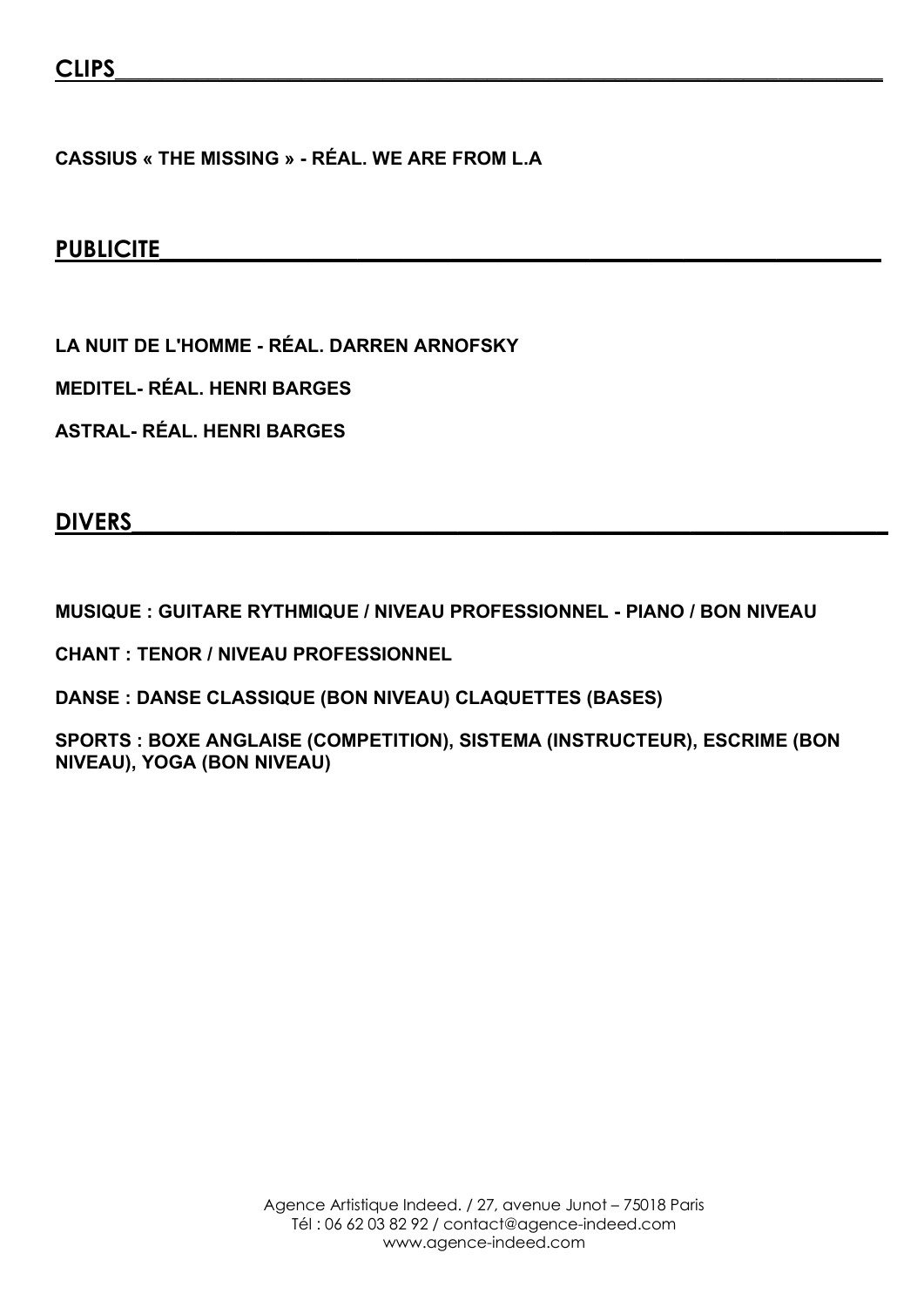## CLIPS

**CASSIUS « THE MISSING » - RÉAL. WE ARE FROM L.A**

## PUBLICITE

**LA NUIT DE L'HOMME - RÉAL. DARREN ARNOFSKY**

**MEDITEL- RÉAL. HENRI BARGES**

**ASTRAL- RÉAL. HENRI BARGES**

## DIVERS

**MUSIQUE : GUITARE RYTHMIQUE / NIVEAU PROFESSIONNEL - PIANO / BON NIVEAU**

**CHANT : TENOR / NIVEAU PROFESSIONNEL**

**DANSE : DANSE CLASSIQUE (BON NIVEAU) CLAQUETTES (BASES)**

**SPORTS : BOXE ANGLAISE (COMPETITION), SISTEMA (INSTRUCTEUR), ESCRIME (BON NIVEAU), YOGA (BON NIVEAU)**

Agence Artistique Indeed. / 27, avenue Junot – 75018 Paris
Tél : 06 62 03 82 92 / contact@agence-indeed.com
www.agence-indeed.com